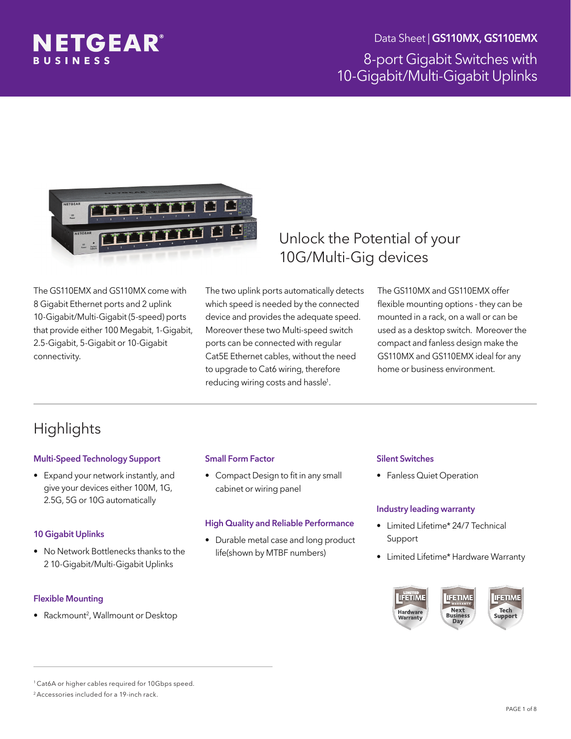NETGEAR BUSINESS

Data Sheet | **GS110MX, GS110EMX**

# 8-port Gigabit Switches with 10-Gigabit/Multi-Gigabit Uplinks

## Unlock the Potential of your 10G/Multi-Gig devices

The GS110EMX and GS110MX come with 8 Gigabit Ethernet ports and 2 uplink 10-Gigabit/Multi-Gigabit (5-speed) ports that provide either 100 Megabit, 1-Gigabit, 2.5-Gigabit, 5-Gigabit or 10-Gigabit connectivity.

The two uplink ports automatically detects which speed is needed by the connected device and provides the adequate speed. Moreover these two Multi-speed switch ports can be connected with regular Cat5E Ethernet cables, without the need to upgrade to Cat6 wiring, therefore reducing wiring costs and hassle[1].

The GS110MX and GS110EMX offer flexible mounting options - they can be mounted in a rack, on a wall or can be used as a desktop switch. Moreover the compact and fanless design make the GS110MX and GS110EMX ideal for any home or business environment.

## Highlights

### Multi-Speed Technology Support

- Expand your network instantly, and give your devices either 100M, 1G, 2.5G, 5G or 10G automatically

### 10 Gigabit Uplinks

- No Network Bottlenecks thanks to the 2 10-Gigabit/Multi-Gigabit Uplinks

### Flexible Mounting

- Rackmount[2], Wallmount or Desktop

### Small Form Factor

- Compact Design to fit in any small cabinet or wiring panel

### High Quality and Reliable Performance

- Durable metal case and long product life(shown by MTBF numbers)

### Silent Switches

- Fanless Quiet Operation

### Industry leading warranty

- Limited Lifetime* 24/7 Technical Support
- Limited Lifetime* Hardware Warranty

LIMITED LIFETIME Hardware Warranty | LIFETIME WARRANTY Next Business Day | LIFETIME Tech Support

[1] Cat6A or higher cables required for 10Gbps speed.

[2] Accessories included for a 19-inch rack.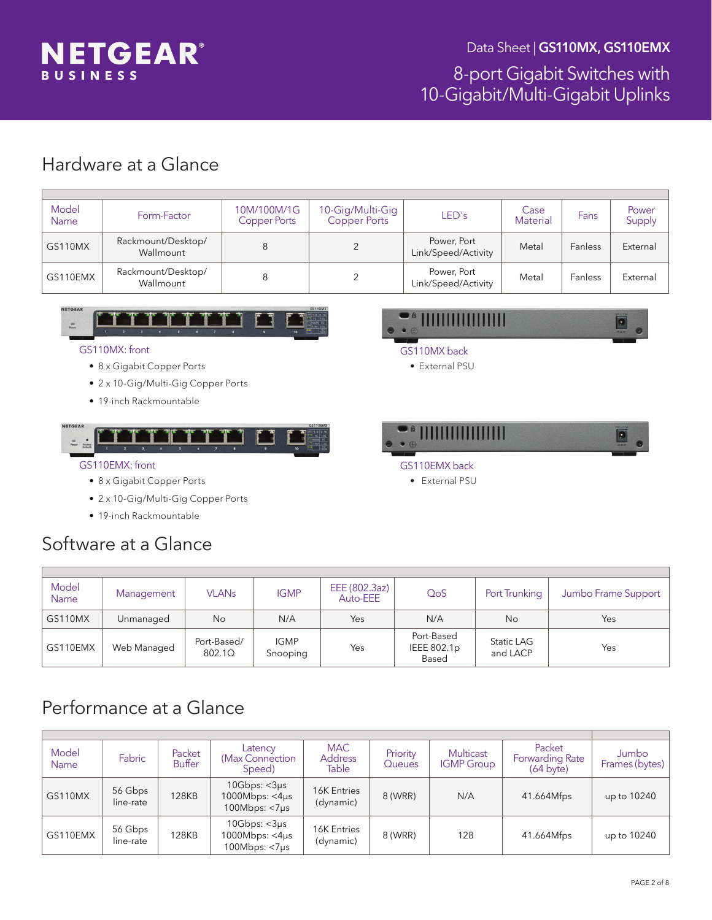# Data Sheet | GS110MX, GS110EMX

## 8-port Gigabit Switches with 10-Gigabit/Multi-Gigabit Uplinks

## Hardware at a Glance

| Model Name | Form-Factor | 10M/100M/1G Copper Ports | 10-Gig/Multi-Gig Copper Ports | LED's | Case Material | Fans | Power Supply |
|---|---|---|---|---|---|---|---|
| GS110MX | Rackmount/Desktop/ Wallmount | 8 | 2 | Power, Port Link/Speed/Activity | Metal | Fanless | External |
| GS110EMX | Rackmount/Desktop/ Wallmount | 8 | 2 | Power, Port Link/Speed/Activity | Metal | Fanless | External |

GS110MX: front

- 8 x Gigabit Copper Ports
- 2 x 10-Gig/Multi-Gig Copper Ports
- 19-inch Rackmountable

GS110MX back

- External PSU

GS110EMX: front

- 8 x Gigabit Copper Ports
- 2 x 10-Gig/Multi-Gig Copper Ports
- 19-inch Rackmountable

GS110EMX back

- External PSU

## Software at a Glance

| Model Name | Management | VLANs | IGMP | EEE (802.3az) Auto-EEE | QoS | Port Trunking | Jumbo Frame Support |
|---|---|---|---|---|---|---|---|
| GS110MX | Unmanaged | No | N/A | Yes | N/A | No | Yes |
| GS110EMX | Web Managed | Port-Based/ 802.1Q | IGMP Snooping | Yes | Port-Based IEEE 802.1p Based | Static LAG and LACP | Yes |

## Performance at a Glance

| Model Name | Fabric | Packet Buffer | Latency (Max Connection Speed) | MAC Address Table | Priority Queues | Multicast IGMP Group | Packet Forwarding Rate (64 byte) | Jumbo Frames (bytes) |
|---|---|---|---|---|---|---|---|---|
| GS110MX | 56 Gbps line-rate | 128KB | 10Gbps: <3µs 1000Mbps: <4µs 100Mbps: <7µs | 16K Entries (dynamic) | 8 (WRR) | N/A | 41.664Mfps | up to 10240 |
| GS110EMX | 56 Gbps line-rate | 128KB | 10Gbps: <3µs 1000Mbps: <4µs 100Mbps: <7µs | 16K Entries (dynamic) | 8 (WRR) | 128 | 41.664Mfps | up to 10240 |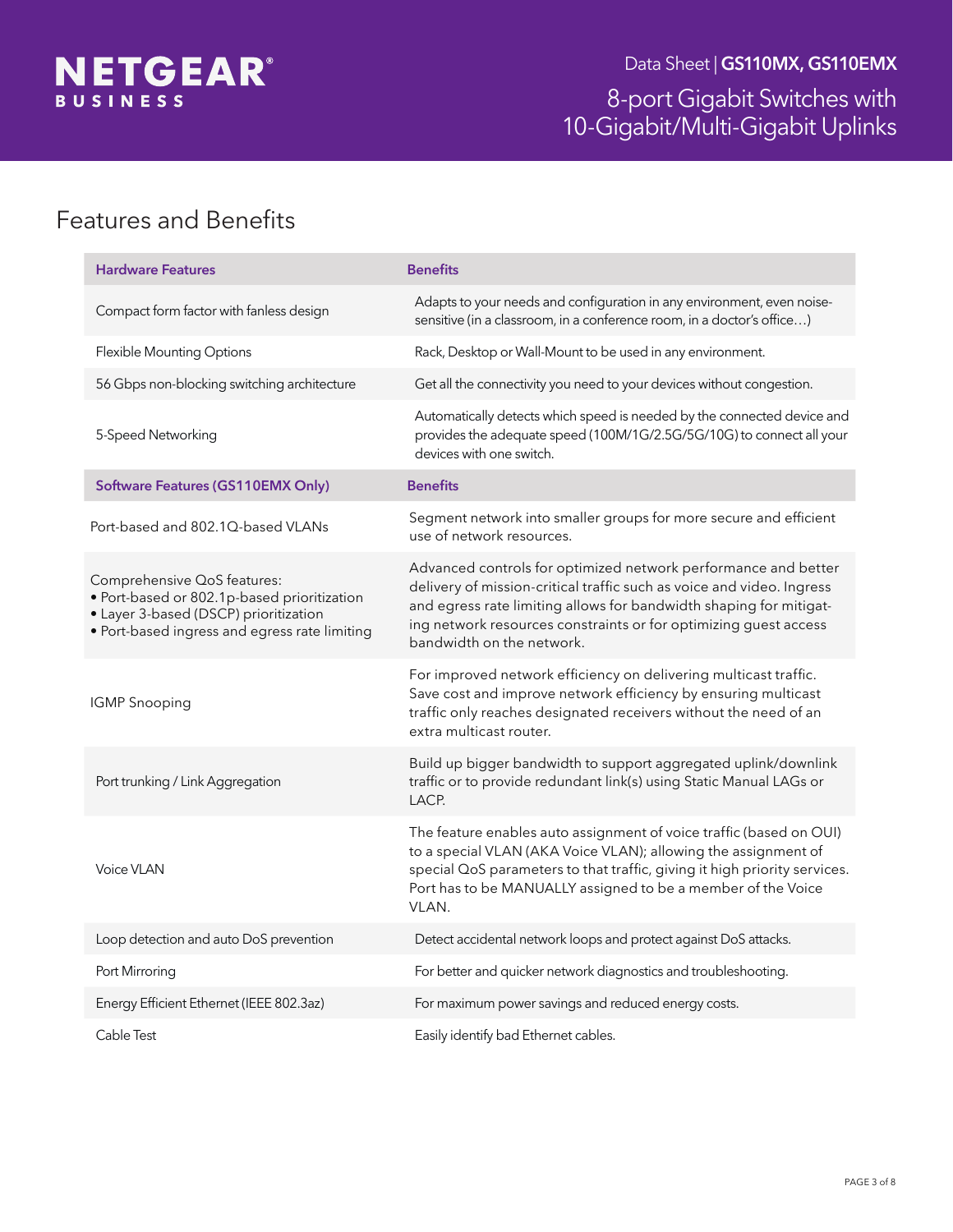## Features and Benefits

| Hardware Features | Benefits |
|---|---|
| Compact form factor with fanless design | Adapts to your needs and configuration in any environment, even noise-sensitive (in a classroom, in a conference room, in a doctor's office…) |
| Flexible Mounting Options | Rack, Desktop or Wall-Mount to be used in any environment. |
| 56 Gbps non-blocking switching architecture | Get all the connectivity you need to your devices without congestion. |
| 5-Speed Networking | Automatically detects which speed is needed by the connected device and provides the adequate speed (100M/1G/2.5G/5G/10G) to connect all your devices with one switch. |
| **Software Features (GS110EMX Only)** | **Benefits** |
| Port-based and 802.1Q-based VLANs | Segment network into smaller groups for more secure and efficient use of network resources. |
| Comprehensive QoS features:<br>• Port-based or 802.1p-based prioritization<br>• Layer 3-based (DSCP) prioritization<br>• Port-based ingress and egress rate limiting | Advanced controls for optimized network performance and better delivery of mission-critical traffic such as voice and video. Ingress and egress rate limiting allows for bandwidth shaping for mitigating network resources constraints or for optimizing guest access bandwidth on the network. |
| IGMP Snooping | For improved network efficiency on delivering multicast traffic. Save cost and improve network efficiency by ensuring multicast traffic only reaches designated receivers without the need of an extra multicast router. |
| Port trunking / Link Aggregation | Build up bigger bandwidth to support aggregated uplink/downlink traffic or to provide redundant link(s) using Static Manual LAGs or LACP. |
| Voice VLAN | The feature enables auto assignment of voice traffic (based on OUI) to a special VLAN (AKA Voice VLAN); allowing the assignment of special QoS parameters to that traffic, giving it high priority services. Port has to be MANUALLY assigned to be a member of the Voice VLAN. |
| Loop detection and auto DoS prevention | Detect accidental network loops and protect against DoS attacks. |
| Port Mirroring | For better and quicker network diagnostics and troubleshooting. |
| Energy Efficient Ethernet (IEEE 802.3az) | For maximum power savings and reduced energy costs. |
| Cable Test | Easily identify bad Ethernet cables. |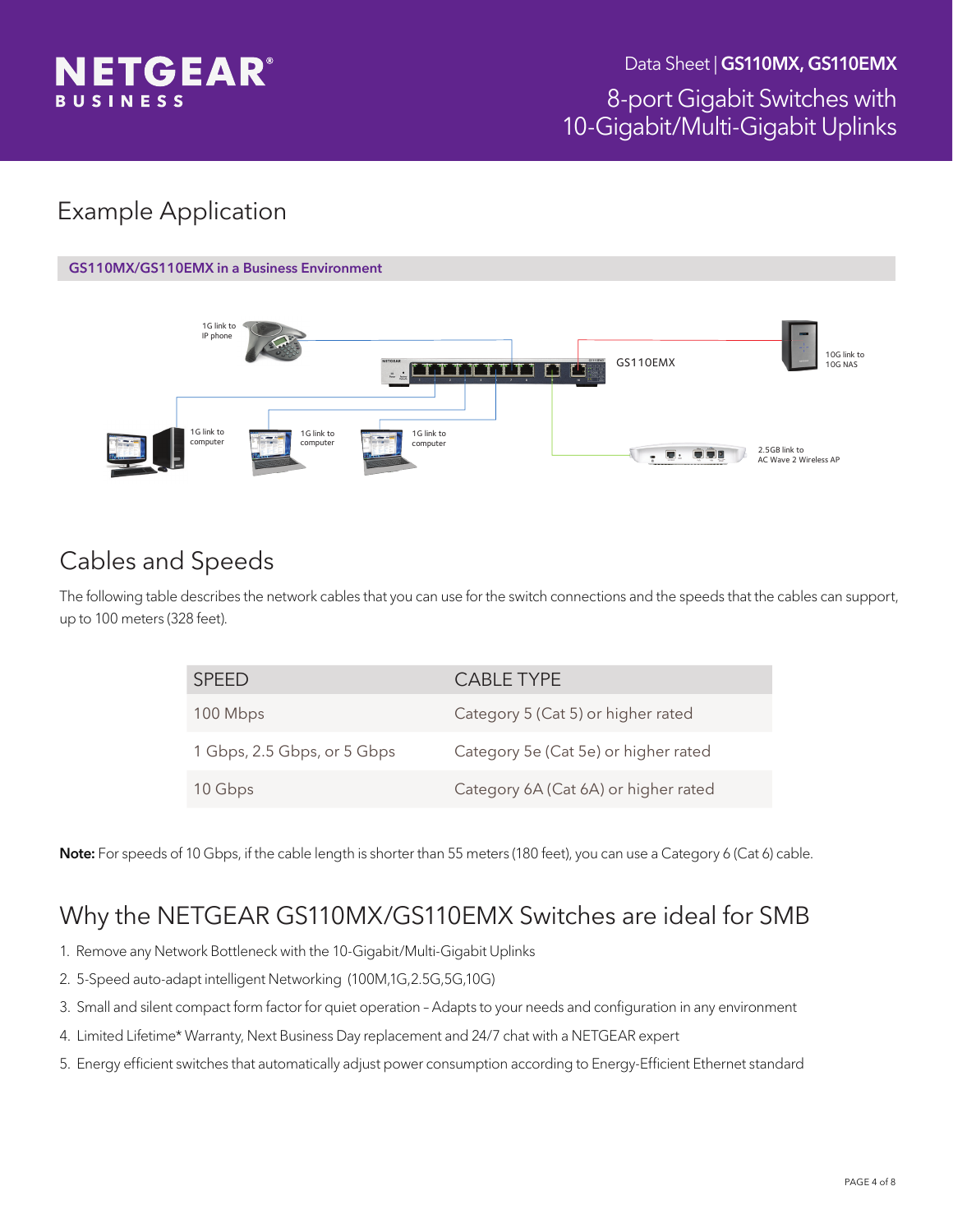## Example Application

**GS110MX/GS110EMX in a Business Environment**

1G link to IP phone

GS110EMX

10G link to 10G NAS

1G link to computer

1G link to computer

1G link to computer

2.5GB link to AC Wave 2 Wireless AP

## Cables and Speeds

The following table describes the network cables that you can use for the switch connections and the speeds that the cables can support, up to 100 meters (328 feet).

| SPEED | CABLE TYPE |
| --- | --- |
| 100 Mbps | Category 5 (Cat 5) or higher rated |
| 1 Gbps, 2.5 Gbps, or 5 Gbps | Category 5e (Cat 5e) or higher rated |
| 10 Gbps | Category 6A (Cat 6A) or higher rated |

**Note:** For speeds of 10 Gbps, if the cable length is shorter than 55 meters (180 feet), you can use a Category 6 (Cat 6) cable.

## Why the NETGEAR GS110MX/GS110EMX Switches are ideal for SMB

1. Remove any Network Bottleneck with the 10-Gigabit/Multi-Gigabit Uplinks
2. 5-Speed auto-adapt intelligent Networking (100M,1G,2.5G,5G,10G)
3. Small and silent compact form factor for quiet operation – Adapts to your needs and configuration in any environment
4. Limited Lifetime* Warranty, Next Business Day replacement and 24/7 chat with a NETGEAR expert
5. Energy efficient switches that automatically adjust power consumption according to Energy-Efficient Ethernet standard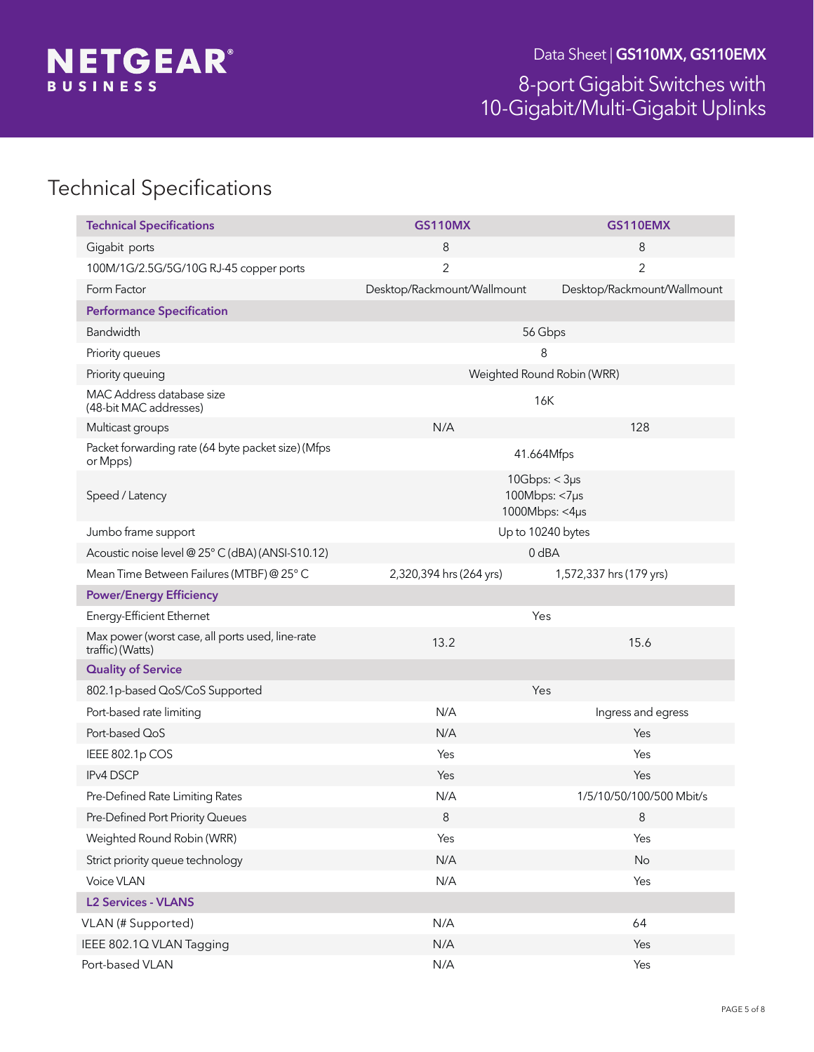# Technical Specifications

| Technical Specifications | GS110MX | GS110EMX |
|---|---|---|
| Gigabit ports | 8 | 8 |
| 100M/1G/2.5G/5G/10G RJ-45 copper ports | 2 | 2 |
| Form Factor | Desktop/Rackmount/Wallmount | Desktop/Rackmount/Wallmount |
| **Performance Specification** | | |
| Bandwidth | 56 Gbps | |
| Priority queues | 8 | |
| Priority queuing | Weighted Round Robin (WRR) | |
| MAC Address database size (48-bit MAC addresses) | 16K | |
| Multicast groups | N/A | 128 |
| Packet forwarding rate (64 byte packet size) (Mfps or Mpps) | 41.664Mfps | |
| Speed / Latency | 10Gbps: < 3µs<br>100Mbps: <7µs<br>1000Mbps: <4µs | |
| Jumbo frame support | Up to 10240 bytes | |
| Acoustic noise level @ 25° C (dBA) (ANSI-S10.12) | 0 dBA | |
| Mean Time Between Failures (MTBF) @ 25° C | 2,320,394 hrs (264 yrs) | 1,572,337 hrs (179 yrs) |
| **Power/Energy Efficiency** | | |
| Energy-Efficient Ethernet | Yes | |
| Max power (worst case, all ports used, line-rate traffic) (Watts) | 13.2 | 15.6 |
| **Quality of Service** | | |
| 802.1p-based QoS/CoS Supported | Yes | |
| Port-based rate limiting | N/A | Ingress and egress |
| Port-based QoS | N/A | Yes |
| IEEE 802.1p COS | Yes | Yes |
| IPv4 DSCP | Yes | Yes |
| Pre-Defined Rate Limiting Rates | N/A | 1/5/10/50/100/500 Mbit/s |
| Pre-Defined Port Priority Queues | 8 | 8 |
| Weighted Round Robin (WRR) | Yes | Yes |
| Strict priority queue technology | N/A | No |
| Voice VLAN | N/A | Yes |
| **L2 Services - VLANS** | | |
| VLAN (# Supported) | N/A | 64 |
| IEEE 802.1Q VLAN Tagging | N/A | Yes |
| Port-based VLAN | N/A | Yes |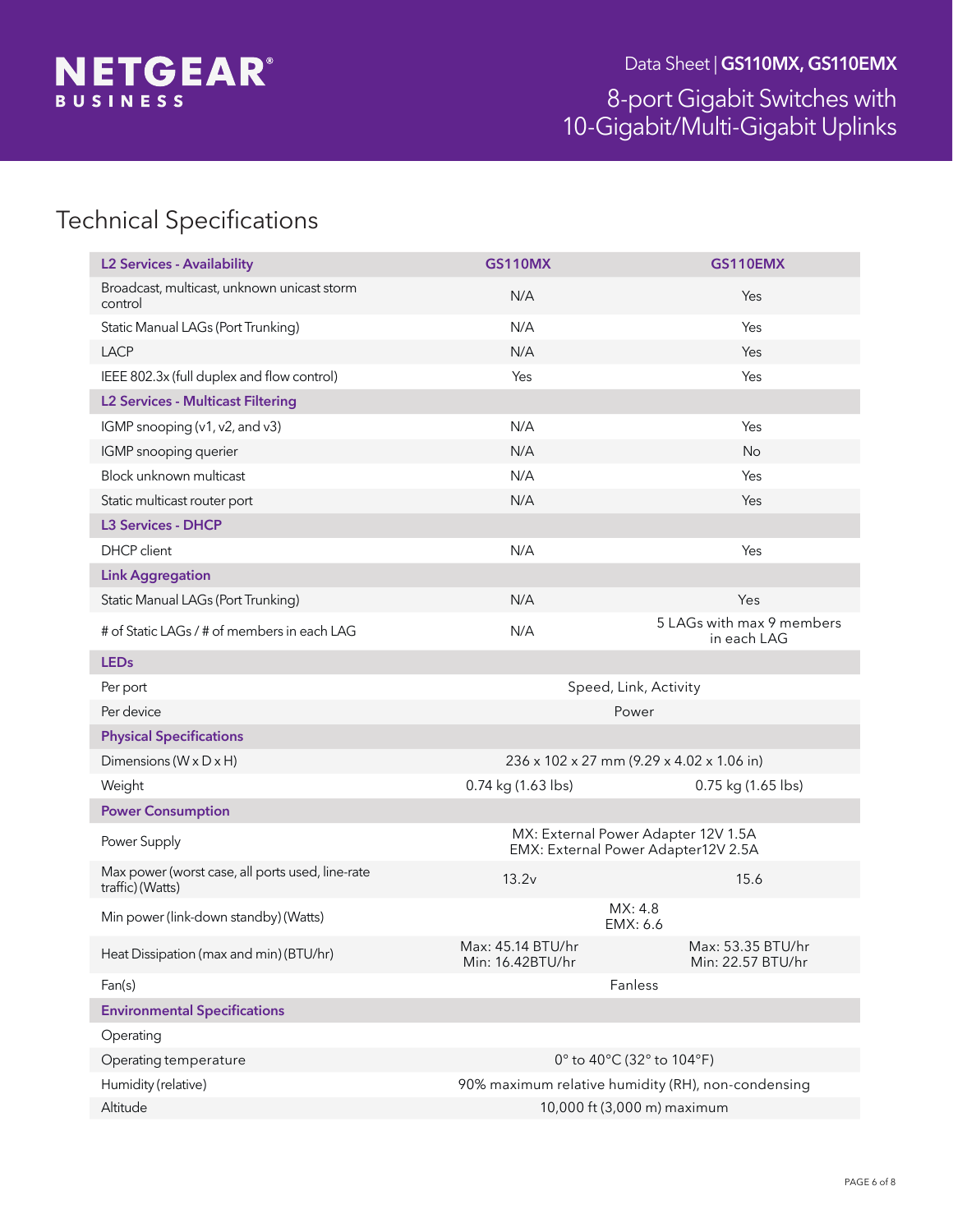## Technical Specifications

| L2 Services - Availability | GS110MX | GS110EMX |
|---|---|---|
| Broadcast, multicast, unknown unicast storm control | N/A | Yes |
| Static Manual LAGs (Port Trunking) | N/A | Yes |
| LACP | N/A | Yes |
| IEEE 802.3x (full duplex and flow control) | Yes | Yes |
| **L2 Services - Multicast Filtering** | | |
| IGMP snooping (v1, v2, and v3) | N/A | Yes |
| IGMP snooping querier | N/A | No |
| Block unknown multicast | N/A | Yes |
| Static multicast router port | N/A | Yes |
| **L3 Services - DHCP** | | |
| DHCP client | N/A | Yes |
| **Link Aggregation** | | |
| Static Manual LAGs (Port Trunking) | N/A | Yes |
| # of Static LAGs / # of members in each LAG | N/A | 5 LAGs with max 9 members in each LAG |
| **LEDs** | | |
| Per port | Speed, Link, Activity | |
| Per device | Power | |
| **Physical Specifications** | | |
| Dimensions (W x D x H) | 236 x 102 x 27 mm (9.29 x 4.02 x 1.06 in) | |
| Weight | 0.74 kg (1.63 lbs) | 0.75 kg (1.65 lbs) |
| **Power Consumption** | | |
| Power Supply | MX: External Power Adapter 12V 1.5A<br>EMX: External Power Adapter12V 2.5A | |
| Max power (worst case, all ports used, line-rate traffic) (Watts) | 13.2v | 15.6 |
| Min power (link-down standby) (Watts) | MX: 4.8<br>EMX: 6.6 | |
| Heat Dissipation (max and min) (BTU/hr) | Max: 45.14 BTU/hr<br>Min: 16.42BTU/hr | Max: 53.35 BTU/hr<br>Min: 22.57 BTU/hr |
| Fan(s) | Fanless | |
| **Environmental Specifications** | | |
| Operating | | |
| Operating temperature | 0° to 40°C (32° to 104°F) | |
| Humidity (relative) | 90% maximum relative humidity (RH), non-condensing | |
| Altitude | 10,000 ft (3,000 m) maximum | |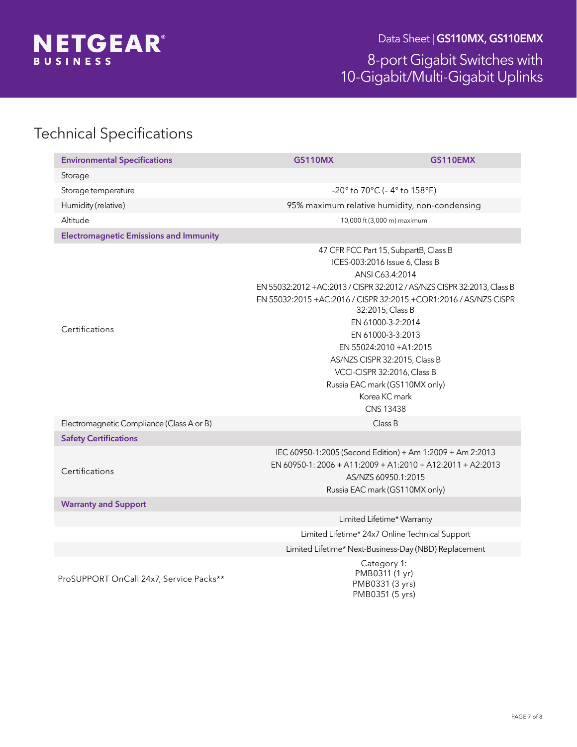## Technical Specifications

| Environmental Specifications | GS110MX | GS110EMX |
| --- | --- | --- |
| Storage | | |
| Storage temperature | -20° to 70°C (- 4° to 158°F) | |
| Humidity (relative) | 95% maximum relative humidity, non-condensing | |
| Altitude | 10,000 ft (3,000 m) maximum | |
| **Electromagnetic Emissions and Immunity** | | |
| Certifications | 47 CFR FCC Part 15, SubpartB, Class B<br>ICES-003:2016 Issue 6, Class B<br>ANSI C63.4:2014<br>EN 55032:2012 +AC:2013 / CISPR 32:2012 / AS/NZS CISPR 32:2013, Class B<br>EN 55032:2015 +AC:2016 / CISPR 32:2015 +COR1:2016 / AS/NZS CISPR 32:2015, Class B<br>EN 61000-3-2:2014<br>EN 61000-3-3:2013<br>EN 55024:2010 +A1:2015<br>AS/NZS CISPR 32:2015, Class B<br>VCCI-CISPR 32:2016, Class B<br>Russia EAC mark (GS110MX only)<br>Korea KC mark<br>CNS 13438 | |
| Electromagnetic Compliance (Class A or B) | Class B | |
| **Safety Certifications** | | |
| Certifications | IEC 60950-1:2005 (Second Edition) + Am 1:2009 + Am 2:2013<br>EN 60950-1: 2006 + A11:2009 + A1:2010 + A12:2011 + A2:2013<br>AS/NZS 60950.1:2015<br>Russia EAC mark (GS110MX only) | |
| **Warranty and Support** | | |
| | Limited Lifetime* Warranty | |
| | Limited Lifetime* 24x7 Online Technical Support | |
| | Limited Lifetime* Next-Business-Day (NBD) Replacement | |
| ProSUPPORT OnCall 24x7, Service Packs** | Category 1:<br>PMB0311 (1 yr)<br>PMB0331 (3 yrs)<br>PMB0351 (5 yrs) | |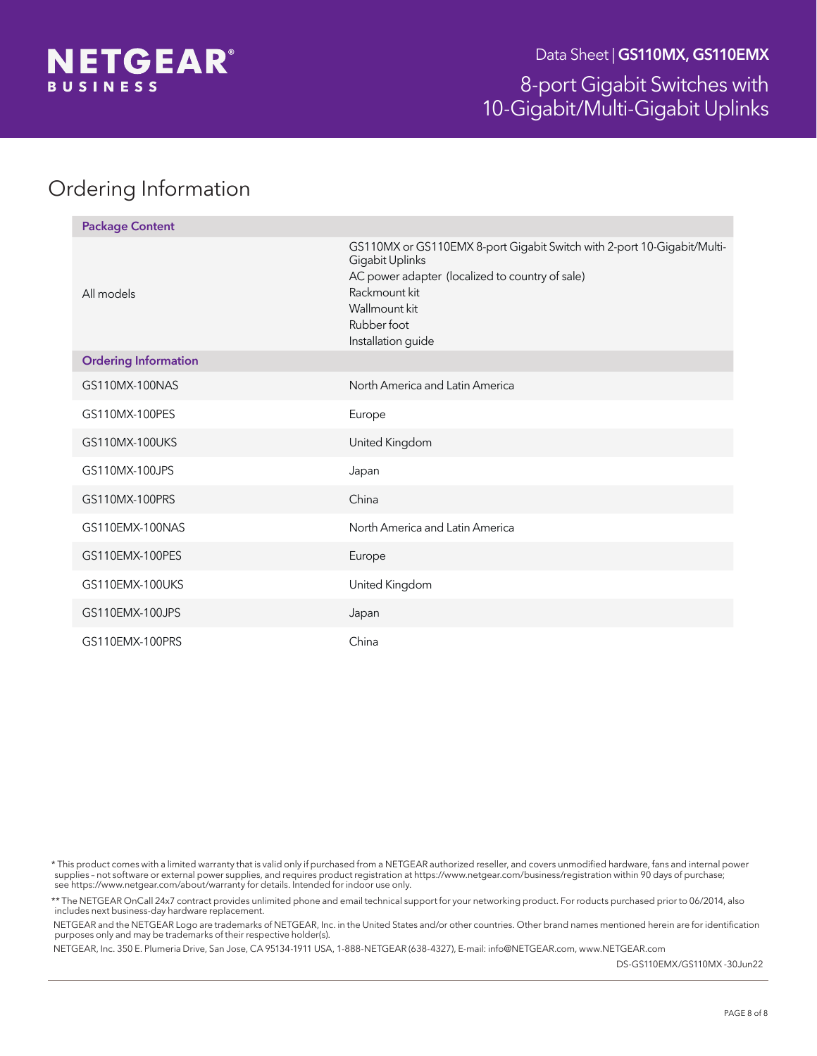## Ordering Information

| | |
|---|---|
| **Package Content** | |
| All models | GS110MX or GS110EMX 8-port Gigabit Switch with 2-port 10-Gigabit/Multi-Gigabit Uplinks<br>AC power adapter (localized to country of sale)<br>Rackmount kit<br>Wallmount kit<br>Rubber foot<br>Installation guide |
| **Ordering Information** | |
| GS110MX-100NAS | North America and Latin America |
| GS110MX-100PES | Europe |
| GS110MX-100UKS | United Kingdom |
| GS110MX-100JPS | Japan |
| GS110MX-100PRS | China |
| GS110EMX-100NAS | North America and Latin America |
| GS110EMX-100PES | Europe |
| GS110EMX-100UKS | United Kingdom |
| GS110EMX-100JPS | Japan |
| GS110EMX-100PRS | China |

* This product comes with a limited warranty that is valid only if purchased from a NETGEAR authorized reseller, and covers unmodified hardware, fans and internal power supplies – not software or external power supplies, and requires product registration at https://www.netgear.com/business/registration within 90 days of purchase; see https://www.netgear.com/about/warranty for details. Intended for indoor use only.

** The NETGEAR OnCall 24x7 contract provides unlimited phone and email technical support for your networking product. For roducts purchased prior to 06/2014, also includes next business-day hardware replacement.

NETGEAR and the NETGEAR Logo are trademarks of NETGEAR, Inc. in the United States and/or other countries. Other brand names mentioned herein are for identification purposes only and may be trademarks of their respective holder(s).

NETGEAR, Inc. 350 E. Plumeria Drive, San Jose, CA 95134-1911 USA, 1-888-NETGEAR (638-4327), E-mail: info@NETGEAR.com, www.NETGEAR.com

DS-GS110EMX/GS110MX -30Jun22